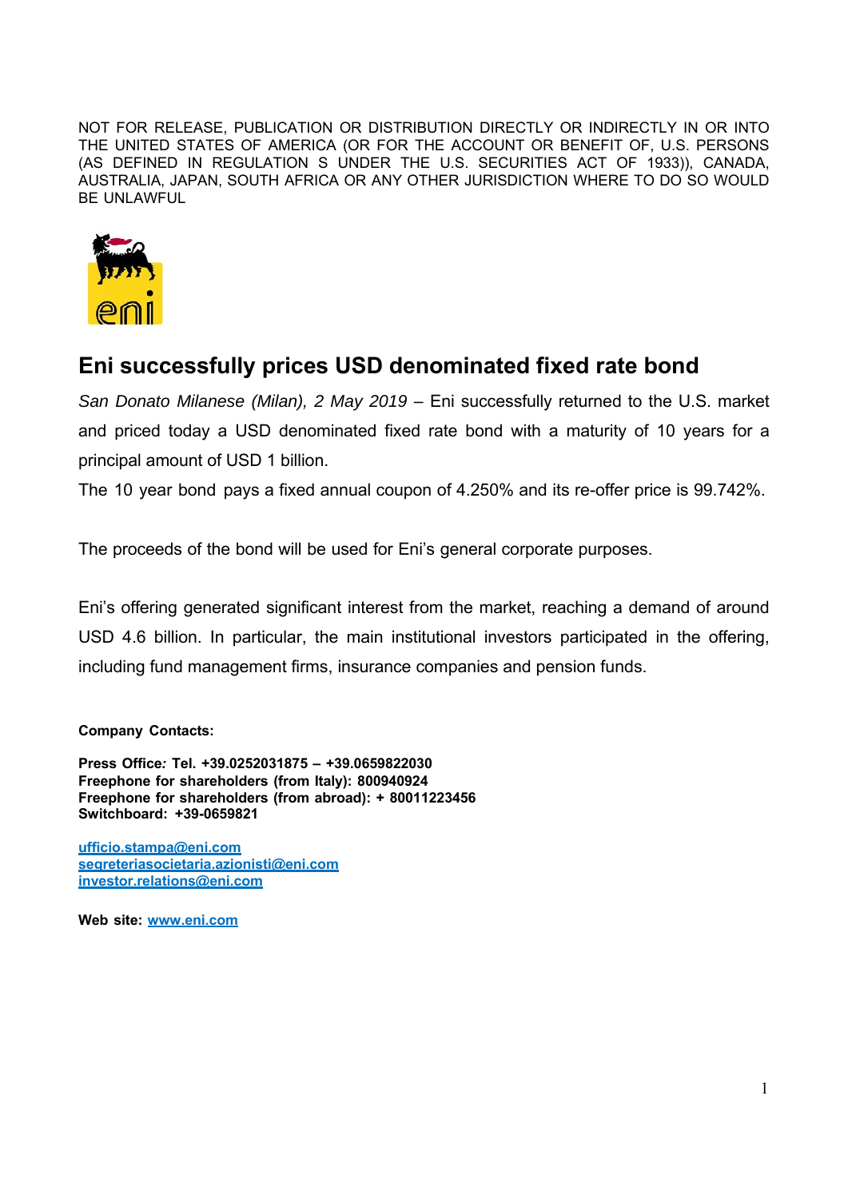NOT FOR RELEASE, PUBLICATION OR DISTRIBUTION DIRECTLY OR INDIRECTLY IN OR INTO THE UNITED STATES OF AMERICA (OR FOR THE ACCOUNT OR BENEFIT OF, U.S. PERSONS (AS DEFINED IN REGULATION S UNDER THE U.S. SECURITIES ACT OF 1933)), CANADA, AUSTRALIA, JAPAN, SOUTH AFRICA OR ANY OTHER JURISDICTION WHERE TO DO SO WOULD BE UNLAWFUL

# Eni successfully prices USD denominated fixed rate bond

*San Donato Milanese (Milan), 2 May 2019* – Eni successfully returned to the U.S. market and priced today a USD denominated fixed rate bond with a maturity of 10 years for a principal amount of USD 1 billion.

The 10 year bond pays a fixed annual coupon of 4.250% and its re-offer price is 99.742%.

The proceeds of the bond will be used for Eni's general corporate purposes.

Eni's offering generated significant interest from the market, reaching a demand of around USD 4.6 billion. In particular, the main institutional investors participated in the offering, including fund management firms, insurance companies and pension funds.

**Company Contacts:**

**Press Office: Tel. +39.0252031875 – +39.0659822030**
**Freephone for shareholders (from Italy): 800940924**
**Freephone for shareholders (from abroad): + 80011223456**
**Switchboard: +39-0659821**

ufficio.stampa@eni.com
segreteriasocietaria.azionisti@eni.com
investor.relations@eni.com

**Web site:** www.eni.com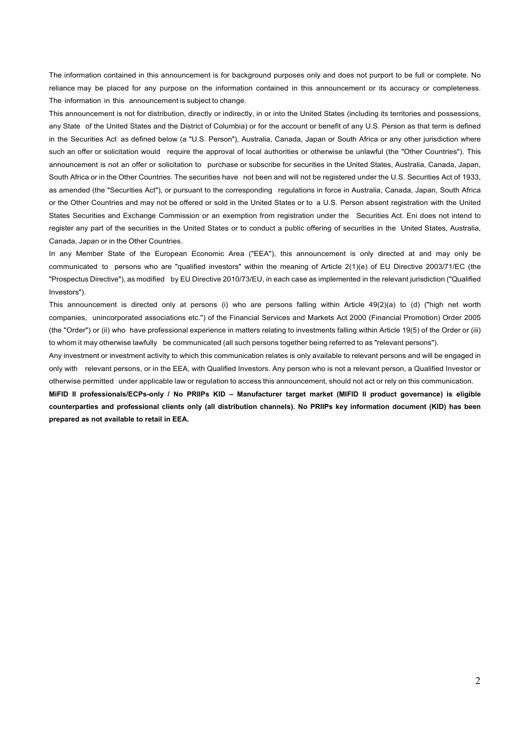The information contained in this announcement is for background purposes only and does not purport to be full or complete. No reliance may be placed for any purpose on the information contained in this announcement or its accuracy or completeness. The information in this announcement is subject to change.

This announcement is not for distribution, directly or indirectly, in or into the United States (including its territories and possessions, any State of the United States and the District of Columbia) or for the account or benefit of any U.S. Person as that term is defined in the Securities Act as defined below (a "U.S. Person"), Australia, Canada, Japan or South Africa or any other jurisdiction where such an offer or solicitation would require the approval of local authorities or otherwise be unlawful (the "Other Countries"). This announcement is not an offer or solicitation to purchase or subscribe for securities in the United States, Australia, Canada, Japan, South Africa or in the Other Countries. The securities have not been and will not be registered under the U.S. Securities Act of 1933, as amended (the "Securities Act"), or pursuant to the corresponding regulations in force in Australia, Canada, Japan, South Africa or the Other Countries and may not be offered or sold in the United States or to a U.S. Person absent registration with the United States Securities and Exchange Commission or an exemption from registration under the Securities Act. Eni does not intend to register any part of the securities in the United States or to conduct a public offering of securities in the United States, Australia, Canada, Japan or in the Other Countries.

In any Member State of the European Economic Area ("EEA"), this announcement is only directed at and may only be communicated to persons who are "qualified investors" within the meaning of Article 2(1)(e) of EU Directive 2003/71/EC (the "Prospectus Directive"), as modified by EU Directive 2010/73/EU, in each case as implemented in the relevant jurisdiction ("Qualified Investors").

This announcement is directed only at persons (i) who are persons falling within Article 49(2)(a) to (d) ("high net worth companies, unincorporated associations etc.") of the Financial Services and Markets Act 2000 (Financial Promotion) Order 2005 (the "Order") or (ii) who have professional experience in matters relating to investments falling within Article 19(5) of the Order or (iii) to whom it may otherwise lawfully be communicated (all such persons together being referred to as "relevant persons").

Any investment or investment activity to which this communication relates is only available to relevant persons and will be engaged in only with relevant persons, or in the EEA, with Qualified Investors. Any person who is not a relevant person, a Qualified Investor or otherwise permitted under applicable law or regulation to access this announcement, should not act or rely on this communication.

**MiFID II professionals/ECPs-only / No PRIIPs KID – Manufacturer target market (MIFID II product governance) is eligible counterparties and professional clients only (all distribution channels). No PRIIPs key information document (KID) has been prepared as not available to retail in EEA.**